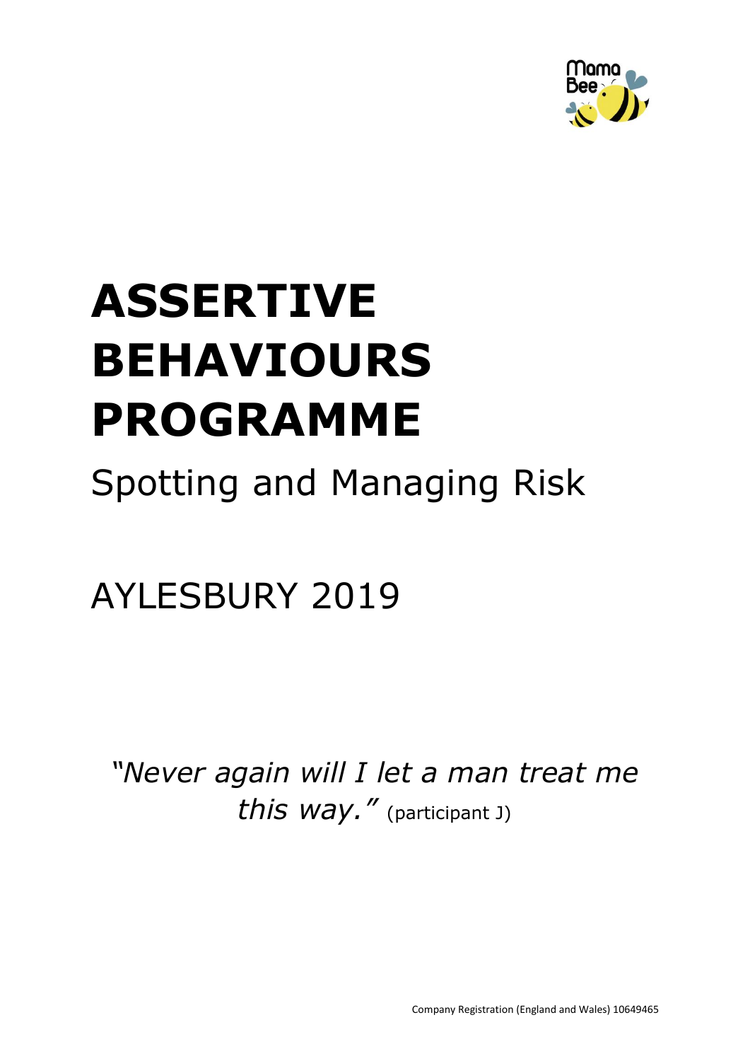# ASSERTIVE BEHAVIOURS PROGRAMME

## Spotting and Managing Risk

AYLESBURY 2019

*"Never again will I let a man treat me this way."* (participant J)

Company Registration (England and Wales) 10649465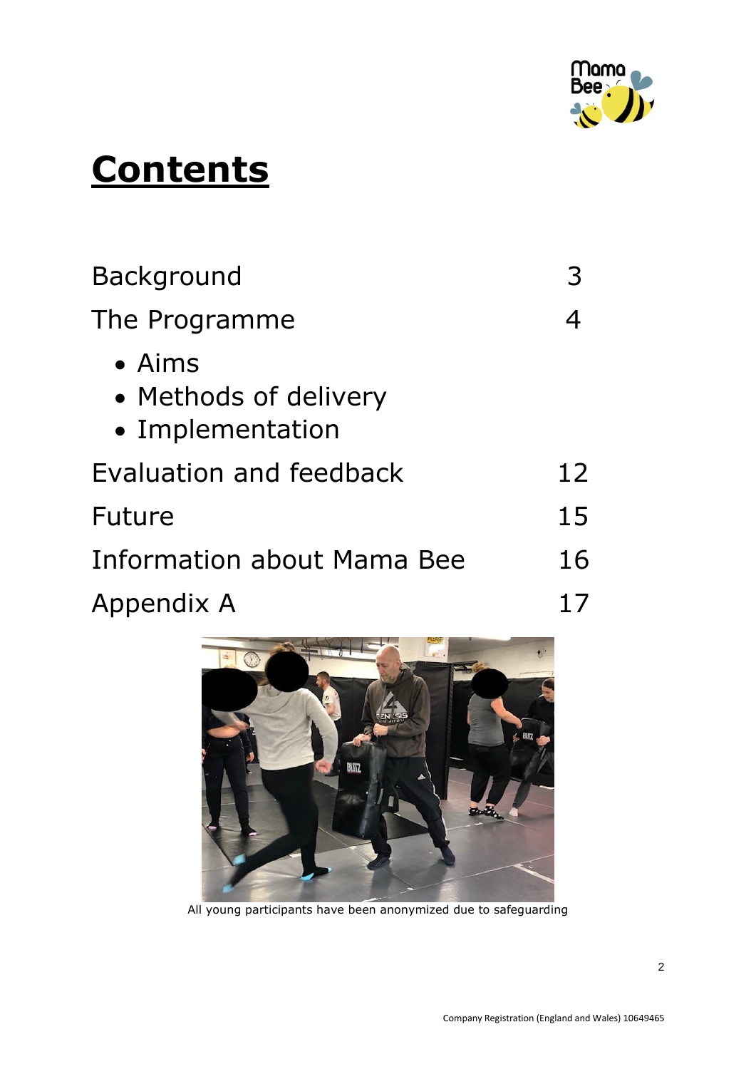# Contents

| | |
|---|---|
| Background | 3 |
| The Programme | 4 |
| • Aims | |
| • Methods of delivery | |
| • Implementation | |
| Evaluation and feedback | 12 |
| Future | 15 |
| Information about Mama Bee | 16 |
| Appendix A | 17 |

All young participants have been anonymized due to safeguarding

Company Registration (England and Wales) 10649465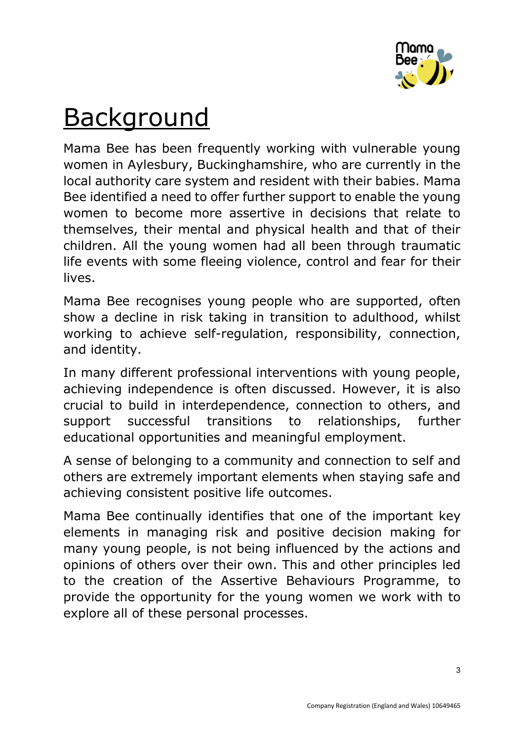# Background

Mama Bee has been frequently working with vulnerable young women in Aylesbury, Buckinghamshire, who are currently in the local authority care system and resident with their babies. Mama Bee identified a need to offer further support to enable the young women to become more assertive in decisions that relate to themselves, their mental and physical health and that of their children. All the young women had all been through traumatic life events with some fleeing violence, control and fear for their lives.

Mama Bee recognises young people who are supported, often show a decline in risk taking in transition to adulthood, whilst working to achieve self-regulation, responsibility, connection, and identity.

In many different professional interventions with young people, achieving independence is often discussed. However, it is also crucial to build in interdependence, connection to others, and support successful transitions to relationships, further educational opportunities and meaningful employment.

A sense of belonging to a community and connection to self and others are extremely important elements when staying safe and achieving consistent positive life outcomes.

Mama Bee continually identifies that one of the important key elements in managing risk and positive decision making for many young people, is not being influenced by the actions and opinions of others over their own. This and other principles led to the creation of the Assertive Behaviours Programme, to provide the opportunity for the young women we work with to explore all of these personal processes.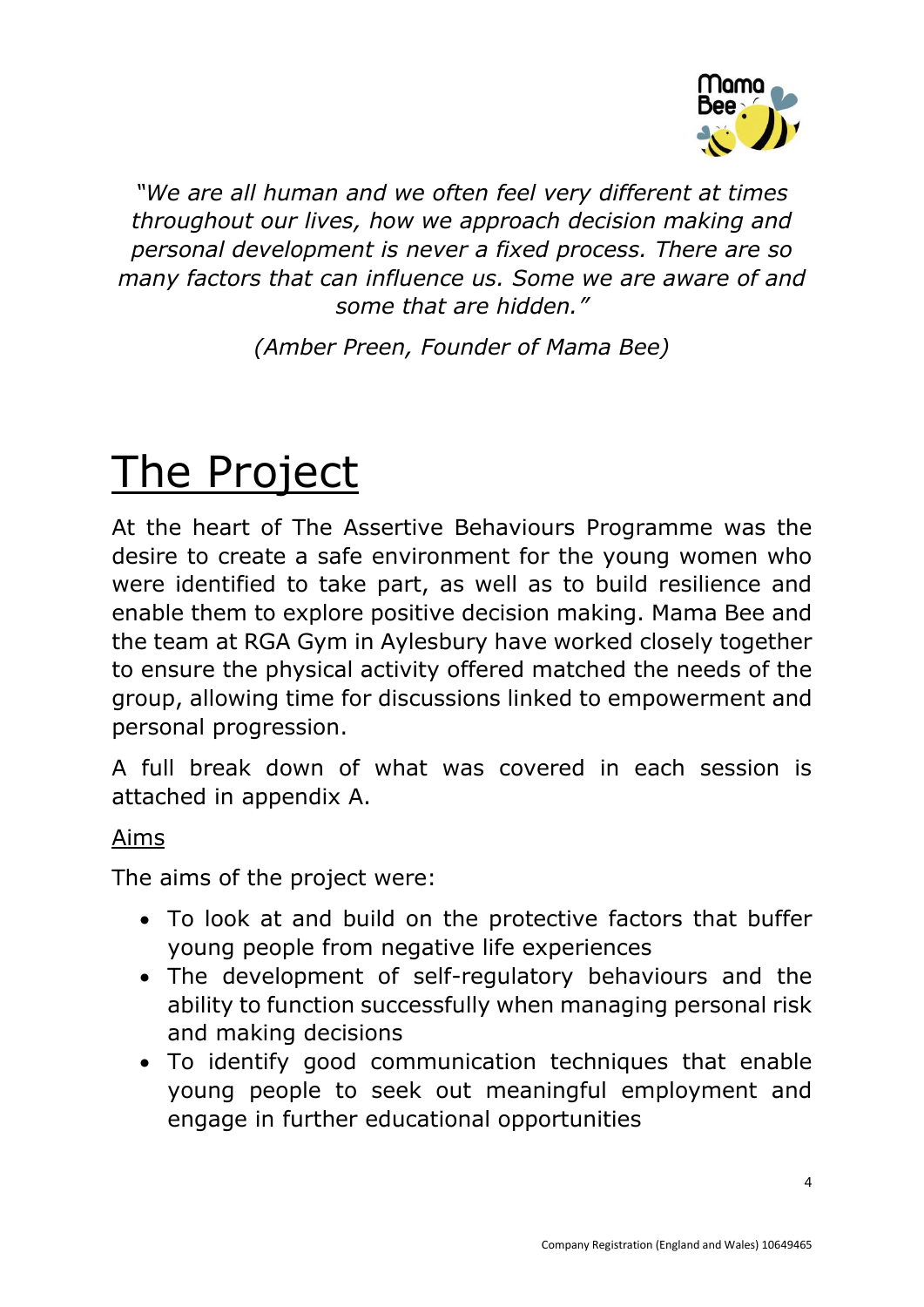*"We are all human and we often feel very different at times throughout our lives, how we approach decision making and personal development is never a fixed process. There are so many factors that can influence us. Some we are aware of and some that are hidden."*

*(Amber Preen, Founder of Mama Bee)*

# The Project

At the heart of The Assertive Behaviours Programme was the desire to create a safe environment for the young women who were identified to take part, as well as to build resilience and enable them to explore positive decision making. Mama Bee and the team at RGA Gym in Aylesbury have worked closely together to ensure the physical activity offered matched the needs of the group, allowing time for discussions linked to empowerment and personal progression.

A full break down of what was covered in each session is attached in appendix A.

## Aims

The aims of the project were:

- To look at and build on the protective factors that buffer young people from negative life experiences
- The development of self-regulatory behaviours and the ability to function successfully when managing personal risk and making decisions
- To identify good communication techniques that enable young people to seek out meaningful employment and engage in further educational opportunities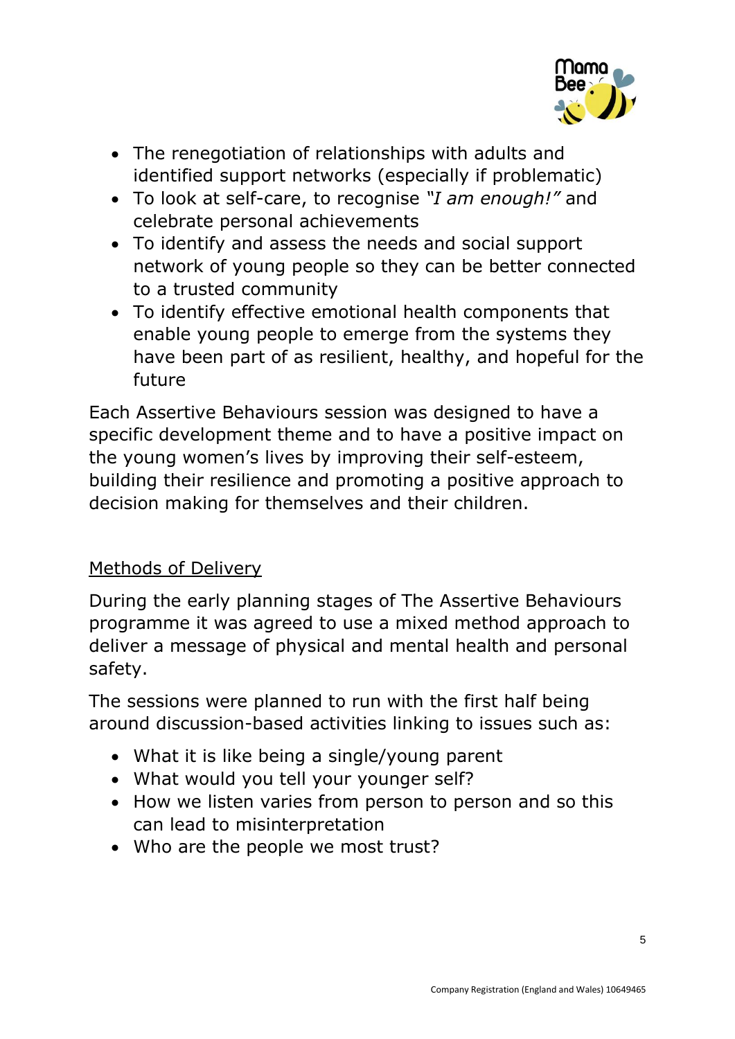- The renegotiation of relationships with adults and identified support networks (especially if problematic)
- To look at self-care, to recognise *"I am enough!"* and celebrate personal achievements
- To identify and assess the needs and social support network of young people so they can be better connected to a trusted community
- To identify effective emotional health components that enable young people to emerge from the systems they have been part of as resilient, healthy, and hopeful for the future

Each Assertive Behaviours session was designed to have a specific development theme and to have a positive impact on the young women's lives by improving their self-esteem, building their resilience and promoting a positive approach to decision making for themselves and their children.

<u>Methods of Delivery</u>

During the early planning stages of The Assertive Behaviours programme it was agreed to use a mixed method approach to deliver a message of physical and mental health and personal safety.

The sessions were planned to run with the first half being around discussion-based activities linking to issues such as:

- What it is like being a single/young parent
- What would you tell your younger self?
- How we listen varies from person to person and so this can lead to misinterpretation
- Who are the people we most trust?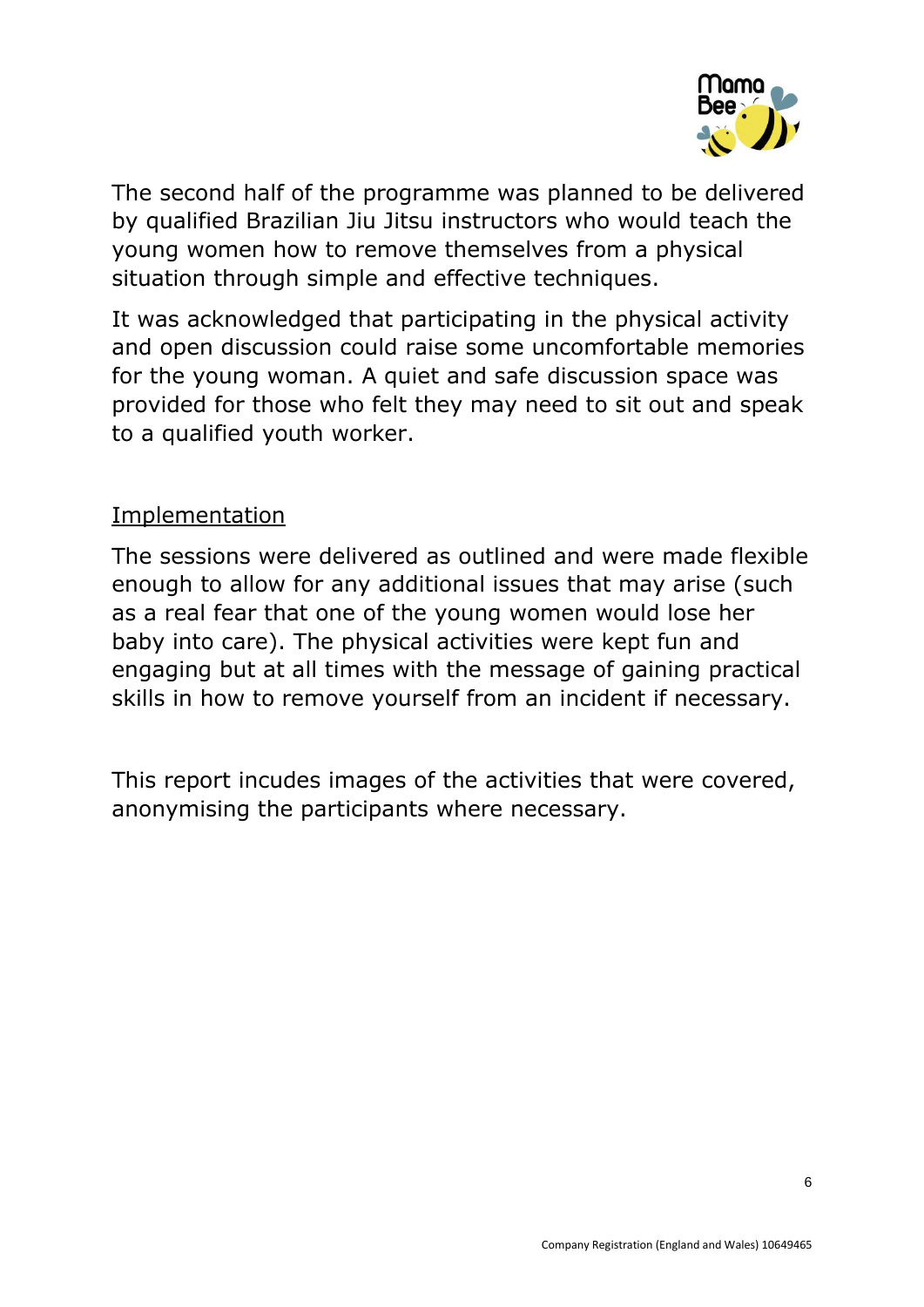The second half of the programme was planned to be delivered by qualified Brazilian Jiu Jitsu instructors who would teach the young women how to remove themselves from a physical situation through simple and effective techniques.

It was acknowledged that participating in the physical activity and open discussion could raise some uncomfortable memories for the young woman. A quiet and safe discussion space was provided for those who felt they may need to sit out and speak to a qualified youth worker.

## Implementation

The sessions were delivered as outlined and were made flexible enough to allow for any additional issues that may arise (such as a real fear that one of the young women would lose her baby into care). The physical activities were kept fun and engaging but at all times with the message of gaining practical skills in how to remove yourself from an incident if necessary.

This report incudes images of the activities that were covered, anonymising the participants where necessary.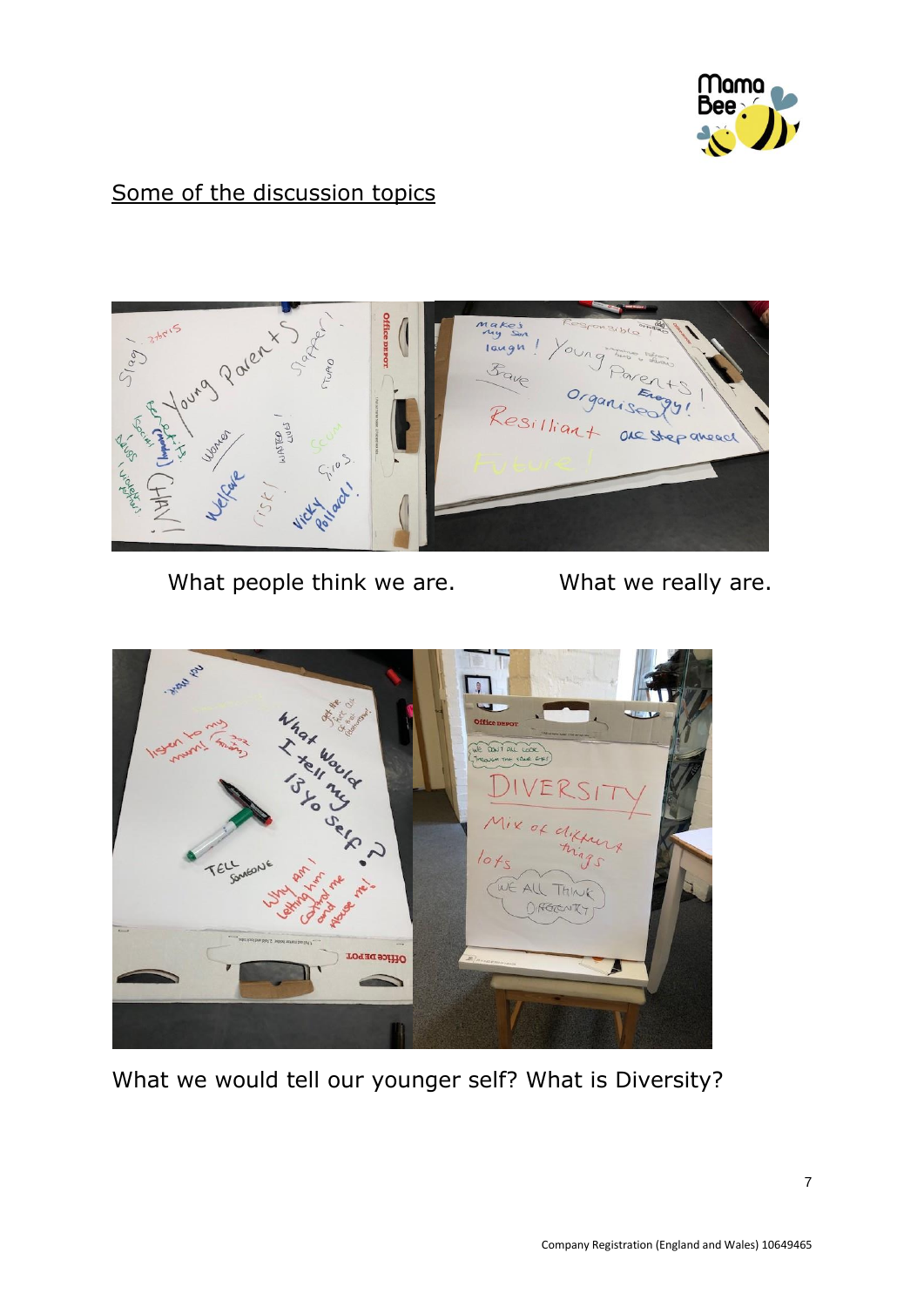Some of the discussion topics

What people think we are. What we really are.

What we would tell our younger self? What is Diversity?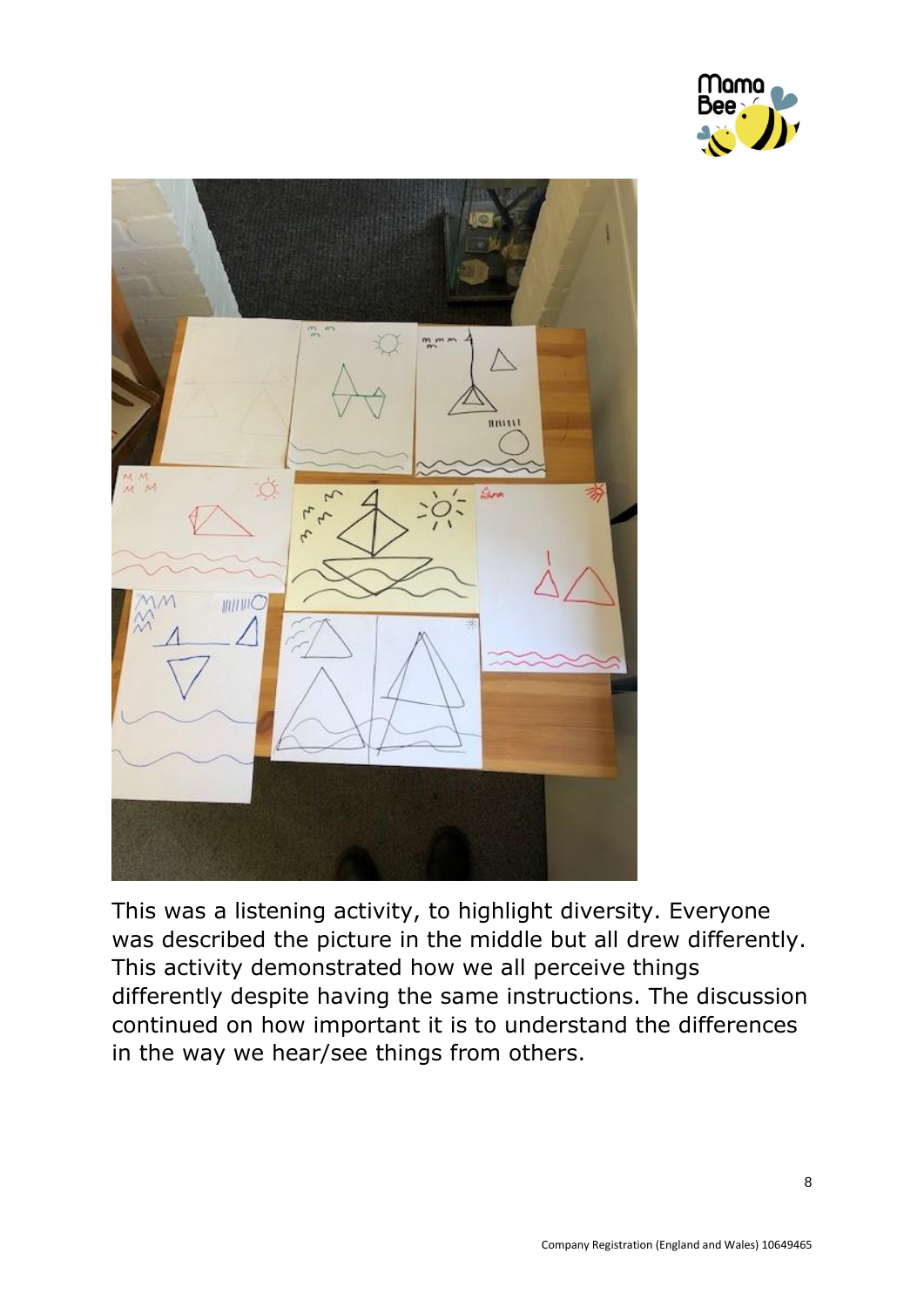This was a listening activity, to highlight diversity. Everyone was described the picture in the middle but all drew differently. This activity demonstrated how we all perceive things differently despite having the same instructions. The discussion continued on how important it is to understand the differences in the way we hear/see things from others.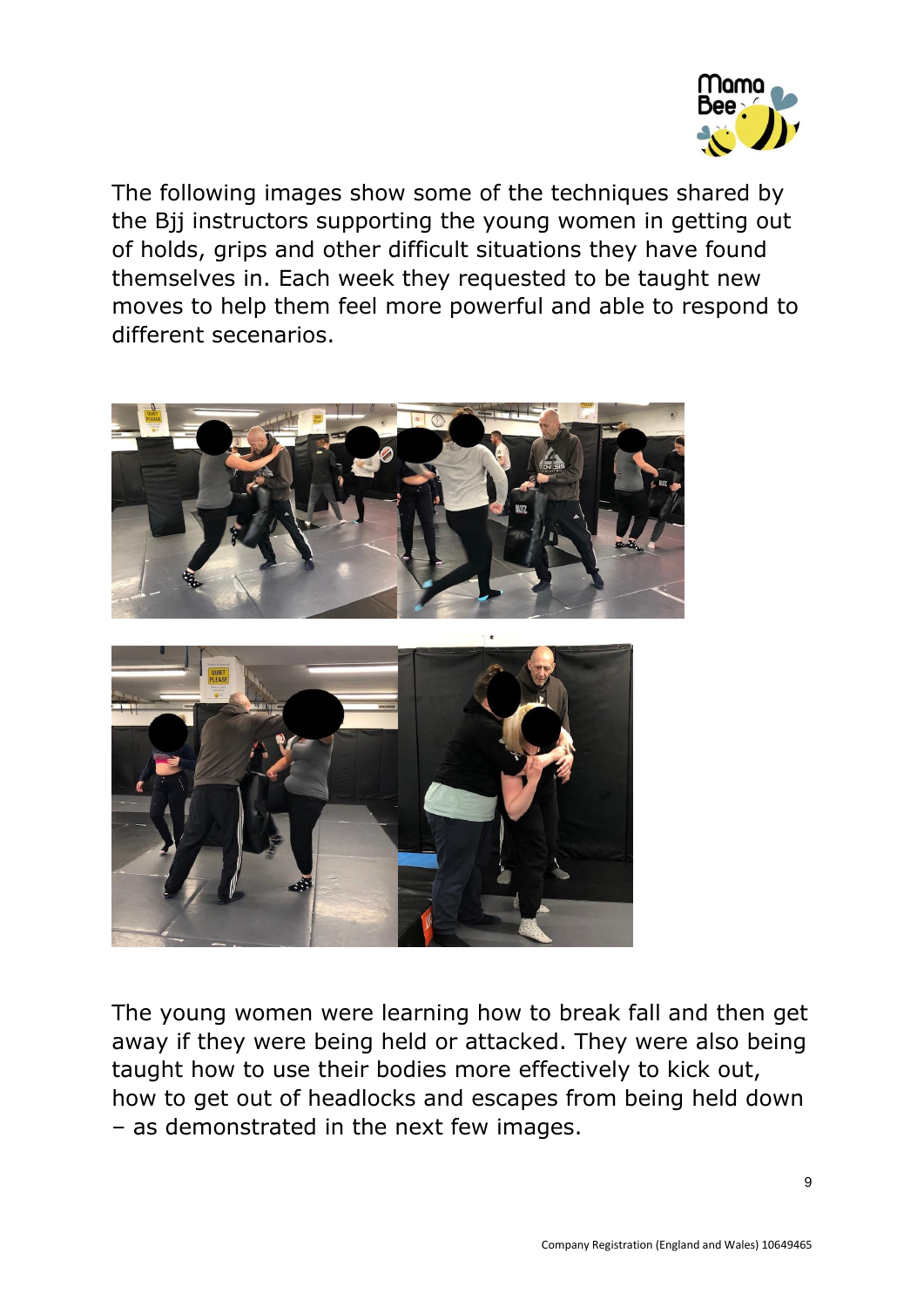The following images show some of the techniques shared by the Bjj instructors supporting the young women in getting out of holds, grips and other difficult situations they have found themselves in. Each week they requested to be taught new moves to help them feel more powerful and able to respond to different secenarios.

The young women were learning how to break fall and then get away if they were being held or attacked. They were also being taught how to use their bodies more effectively to kick out, how to get out of headlocks and escapes from being held down – as demonstrated in the next few images.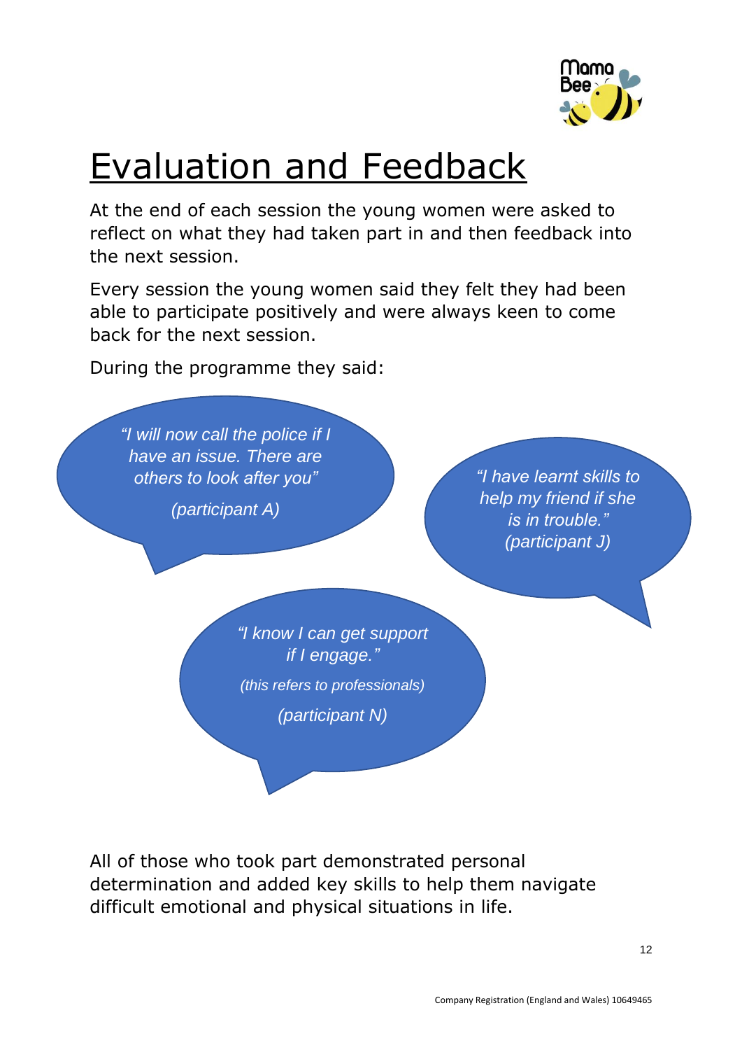# Evaluation and Feedback

At the end of each session the young women were asked to reflect on what they had taken part in and then feedback into the next session.

Every session the young women said they felt they had been able to participate positively and were always keen to come back for the next session.

During the programme they said:

> *"I will now call the police if I have an issue. There are others to look after you"*
>
> *(participant A)*

> *"I have learnt skills to help my friend if she is in trouble." (participant J)*

> *"I know I can get support if I engage."*
>
> *(this refers to professionals)*
>
> *(participant N)*

All of those who took part demonstrated personal determination and added key skills to help them navigate difficult emotional and physical situations in life.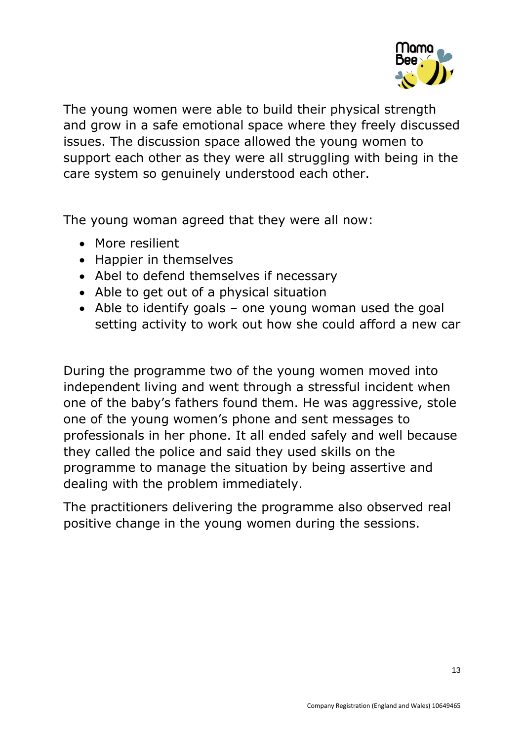The young women were able to build their physical strength and grow in a safe emotional space where they freely discussed issues. The discussion space allowed the young women to support each other as they were all struggling with being in the care system so genuinely understood each other.

The young woman agreed that they were all now:

- More resilient
- Happier in themselves
- Abel to defend themselves if necessary
- Able to get out of a physical situation
- Able to identify goals – one young woman used the goal setting activity to work out how she could afford a new car

During the programme two of the young women moved into independent living and went through a stressful incident when one of the baby's fathers found them. He was aggressive, stole one of the young women's phone and sent messages to professionals in her phone. It all ended safely and well because they called the police and said they used skills on the programme to manage the situation by being assertive and dealing with the problem immediately.

The practitioners delivering the programme also observed real positive change in the young women during the sessions.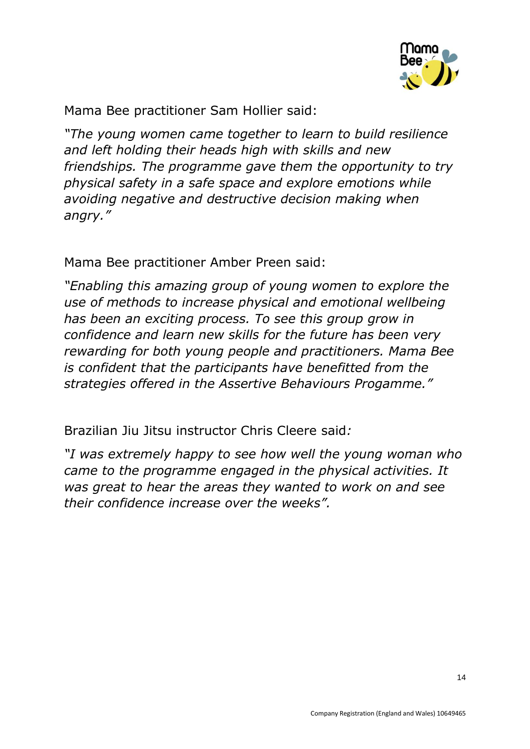Mama Bee practitioner Sam Hollier said:

*"The young women came together to learn to build resilience and left holding their heads high with skills and new friendships. The programme gave them the opportunity to try physical safety in a safe space and explore emotions while avoiding negative and destructive decision making when angry."*

Mama Bee practitioner Amber Preen said:

*"Enabling this amazing group of young women to explore the use of methods to increase physical and emotional wellbeing has been an exciting process. To see this group grow in confidence and learn new skills for the future has been very rewarding for both young people and practitioners. Mama Bee is confident that the participants have benefitted from the strategies offered in the Assertive Behaviours Progamme."*

Brazilian Jiu Jitsu instructor Chris Cleere said*:*

*"I was extremely happy to see how well the young woman who came to the programme engaged in the physical activities. It was great to hear the areas they wanted to work on and see their confidence increase over the weeks".*

Company Registration (England and Wales) 10649465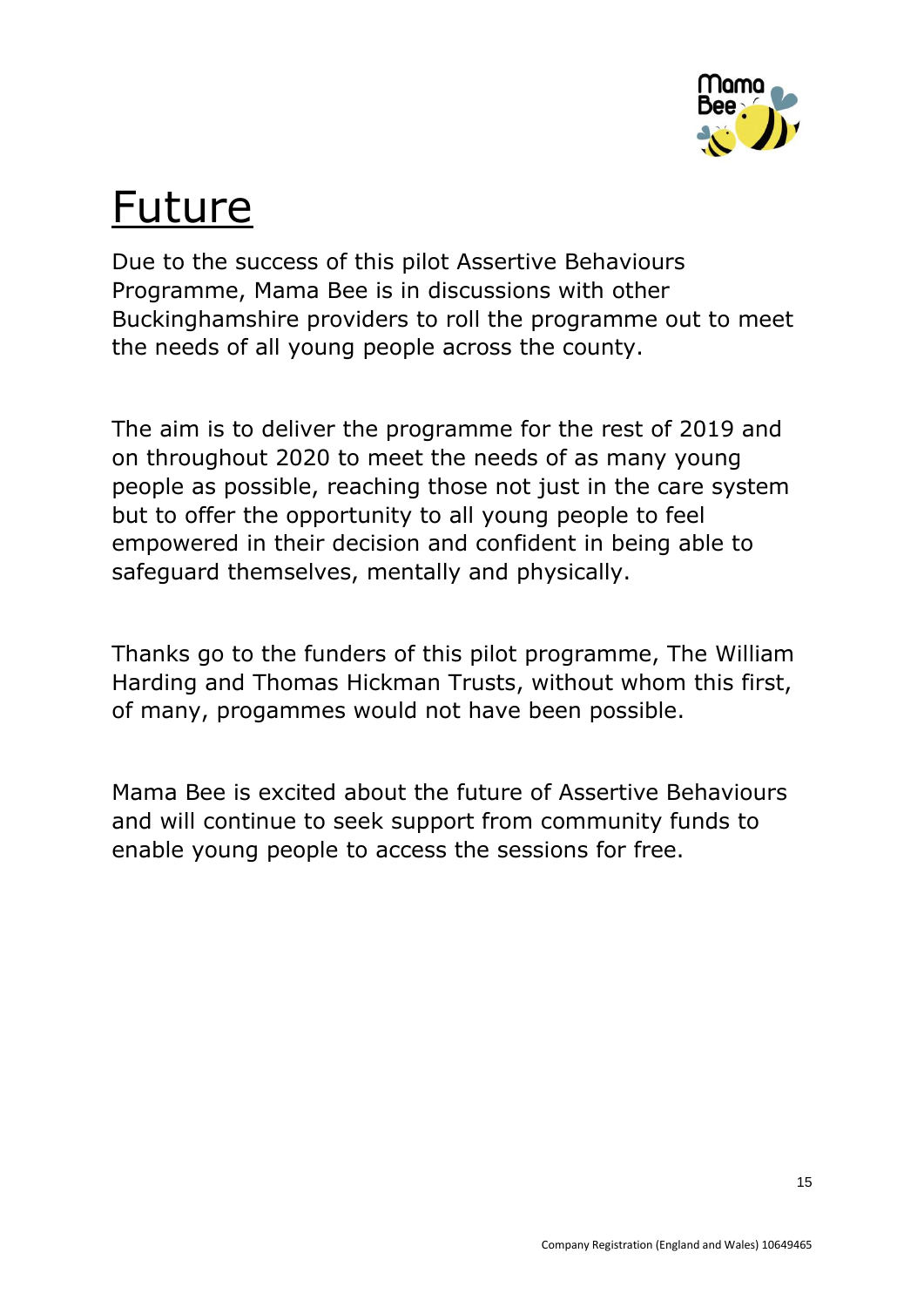# Future

Due to the success of this pilot Assertive Behaviours Programme, Mama Bee is in discussions with other Buckinghamshire providers to roll the programme out to meet the needs of all young people across the county.

The aim is to deliver the programme for the rest of 2019 and on throughout 2020 to meet the needs of as many young people as possible, reaching those not just in the care system but to offer the opportunity to all young people to feel empowered in their decision and confident in being able to safeguard themselves, mentally and physically.

Thanks go to the funders of this pilot programme, The William Harding and Thomas Hickman Trusts, without whom this first, of many, progammes would not have been possible.

Mama Bee is excited about the future of Assertive Behaviours and will continue to seek support from community funds to enable young people to access the sessions for free.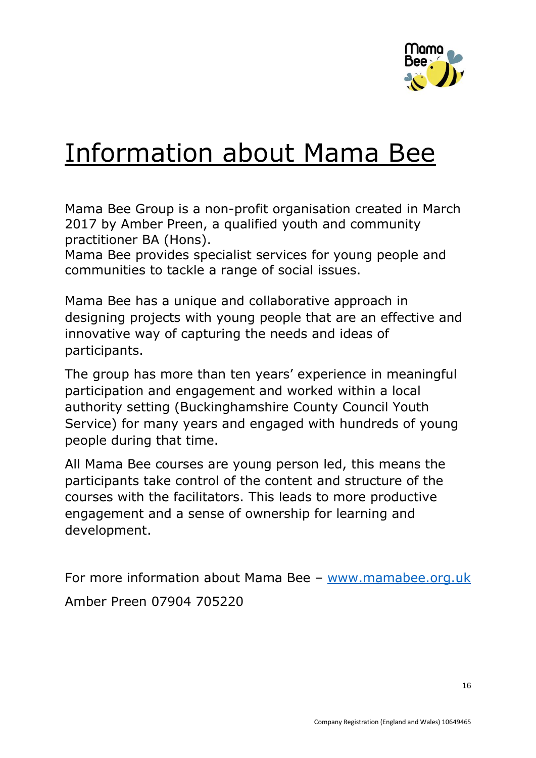# Information about Mama Bee

Mama Bee Group is a non-profit organisation created in March 2017 by Amber Preen, a qualified youth and community practitioner BA (Hons).
Mama Bee provides specialist services for young people and communities to tackle a range of social issues.

Mama Bee has a unique and collaborative approach in designing projects with young people that are an effective and innovative way of capturing the needs and ideas of participants.

The group has more than ten years' experience in meaningful participation and engagement and worked within a local authority setting (Buckinghamshire County Council Youth Service) for many years and engaged with hundreds of young people during that time.

All Mama Bee courses are young person led, this means the participants take control of the content and structure of the courses with the facilitators. This leads to more productive engagement and a sense of ownership for learning and development.

For more information about Mama Bee – [www.mamabee.org.uk](http://www.mamabee.org.uk)

Amber Preen 07904 705220

Company Registration (England and Wales) 10649465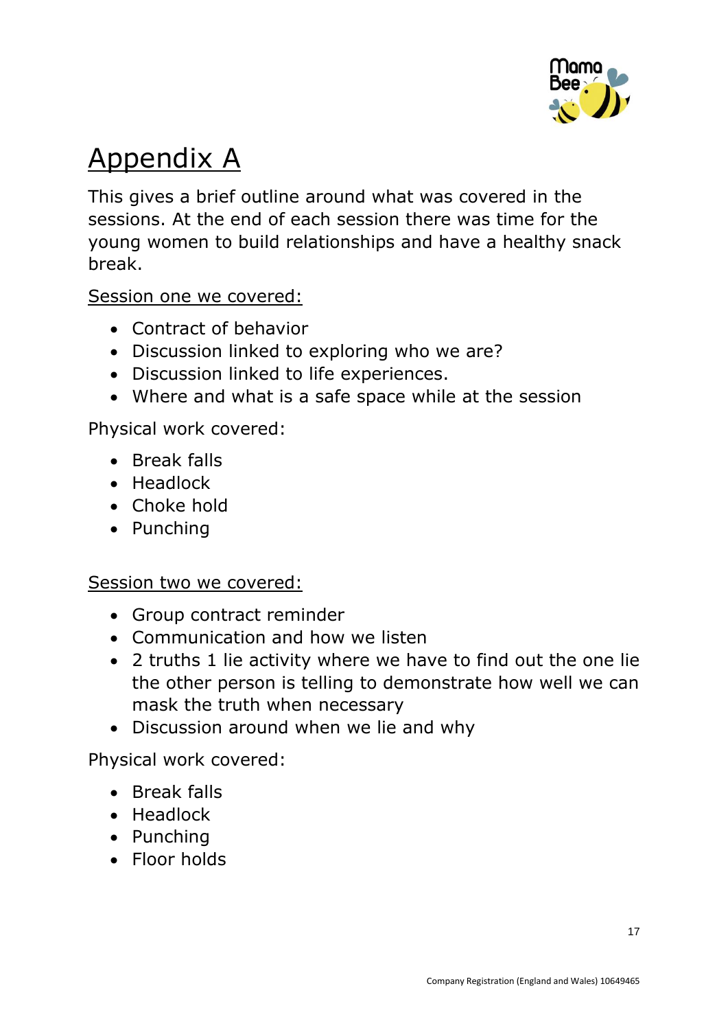# Appendix A

This gives a brief outline around what was covered in the sessions. At the end of each session there was time for the young women to build relationships and have a healthy snack break.

Session one we covered:

- Contract of behavior
- Discussion linked to exploring who we are?
- Discussion linked to life experiences.
- Where and what is a safe space while at the session

Physical work covered:

- Break falls
- Headlock
- Choke hold
- Punching

Session two we covered:

- Group contract reminder
- Communication and how we listen
- 2 truths 1 lie activity where we have to find out the one lie the other person is telling to demonstrate how well we can mask the truth when necessary
- Discussion around when we lie and why

Physical work covered:

- Break falls
- Headlock
- Punching
- Floor holds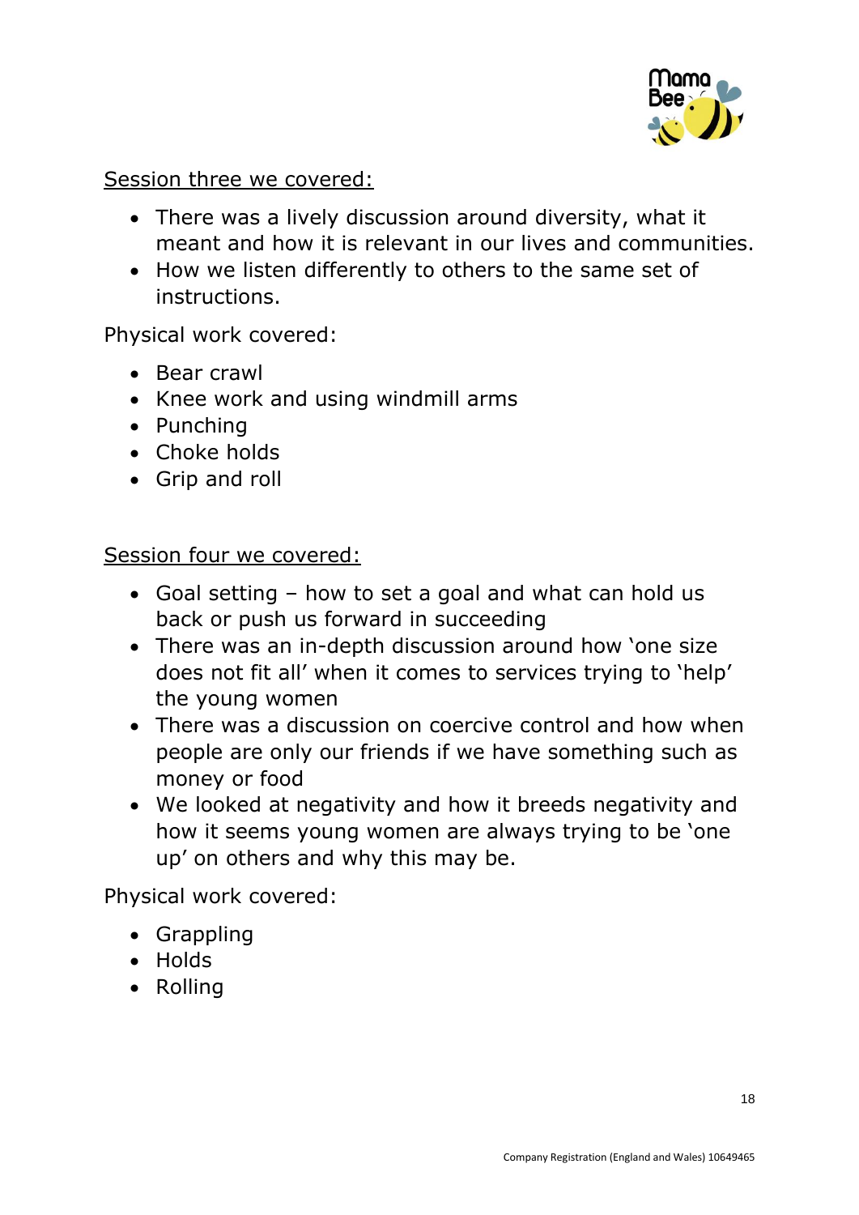Session three we covered:

- There was a lively discussion around diversity, what it meant and how it is relevant in our lives and communities.
- How we listen differently to others to the same set of instructions.

Physical work covered:

- Bear crawl
- Knee work and using windmill arms
- Punching
- Choke holds
- Grip and roll

Session four we covered:

- Goal setting – how to set a goal and what can hold us back or push us forward in succeeding
- There was an in-depth discussion around how 'one size does not fit all' when it comes to services trying to 'help' the young women
- There was a discussion on coercive control and how when people are only our friends if we have something such as money or food
- We looked at negativity and how it breeds negativity and how it seems young women are always trying to be 'one up' on others and why this may be.

Physical work covered:

- Grappling
- Holds
- Rolling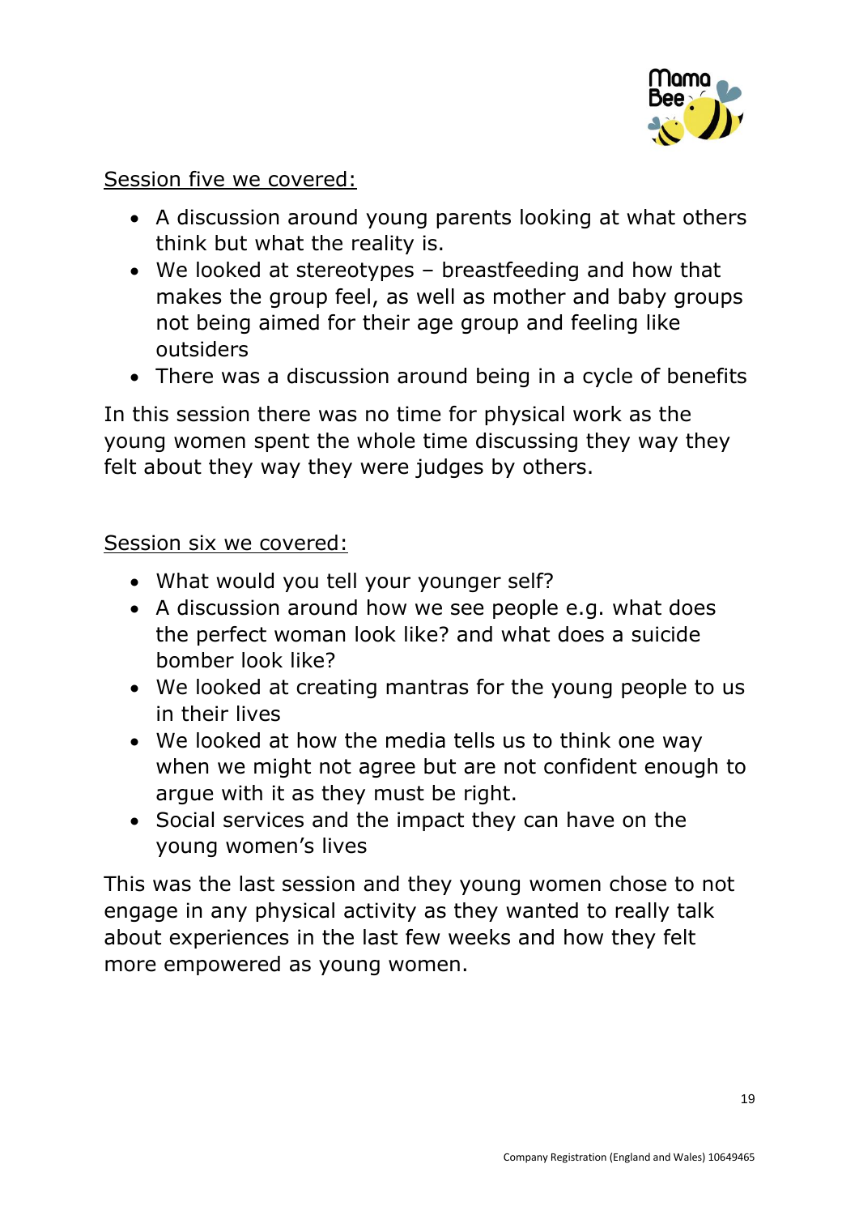<u>Session five we covered:</u>

- A discussion around young parents looking at what others think but what the reality is.
- We looked at stereotypes – breastfeeding and how that makes the group feel, as well as mother and baby groups not being aimed for their age group and feeling like outsiders
- There was a discussion around being in a cycle of benefits

In this session there was no time for physical work as the young women spent the whole time discussing they way they felt about they way they were judges by others.

<u>Session six we covered:</u>

- What would you tell your younger self?
- A discussion around how we see people e.g. what does the perfect woman look like? and what does a suicide bomber look like?
- We looked at creating mantras for the young people to us in their lives
- We looked at how the media tells us to think one way when we might not agree but are not confident enough to argue with it as they must be right.
- Social services and the impact they can have on the young women's lives

This was the last session and they young women chose to not engage in any physical activity as they wanted to really talk about experiences in the last few weeks and how they felt more empowered as young women.

Company Registration (England and Wales) 10649465